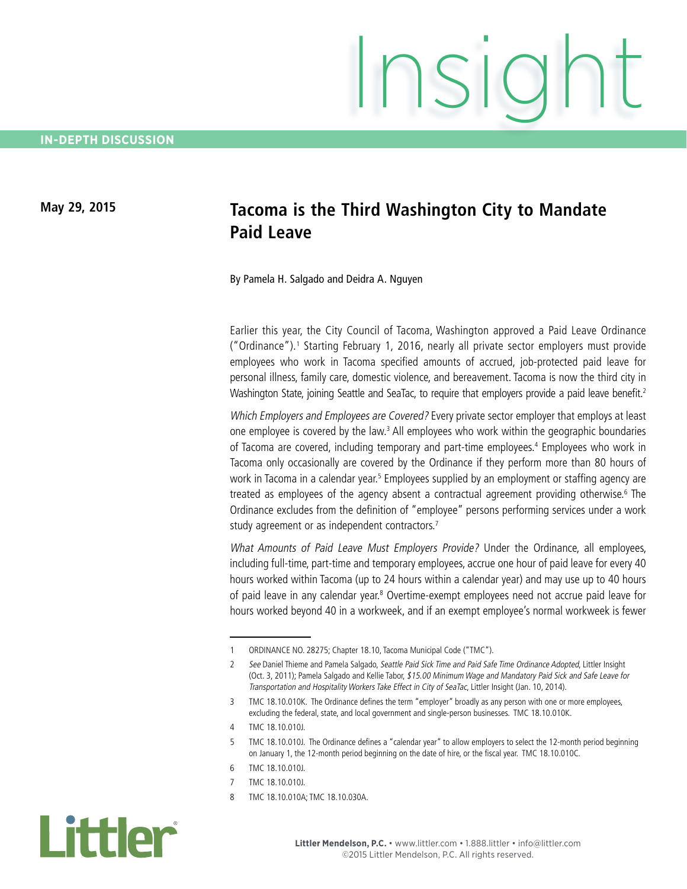**IN-DEPTH DISCUSSION**

**May 29, 2015**

# Tacoma is the Third Washington City to Mandate Paid Leave

By Pamela H. Salgado and Deidra A. Nguyen

Earlier this year, the City Council of Tacoma, Washington approved a Paid Leave Ordinance ("Ordinance").[1] Starting February 1, 2016, nearly all private sector employers must provide employees who work in Tacoma specified amounts of accrued, job-protected paid leave for personal illness, family care, domestic violence, and bereavement. Tacoma is now the third city in Washington State, joining Seattle and SeaTac, to require that employers provide a paid leave benefit.[2]

*Which Employers and Employees are Covered?* Every private sector employer that employs at least one employee is covered by the law.[3] All employees who work within the geographic boundaries of Tacoma are covered, including temporary and part-time employees.[4] Employees who work in Tacoma only occasionally are covered by the Ordinance if they perform more than 80 hours of work in Tacoma in a calendar year.[5] Employees supplied by an employment or staffing agency are treated as employees of the agency absent a contractual agreement providing otherwise.[6] The Ordinance excludes from the definition of "employee" persons performing services under a work study agreement or as independent contractors.[7]

*What Amounts of Paid Leave Must Employers Provide?* Under the Ordinance, all employees, including full-time, part-time and temporary employees, accrue one hour of paid leave for every 40 hours worked within Tacoma (up to 24 hours within a calendar year) and may use up to 40 hours of paid leave in any calendar year.[8] Overtime-exempt employees need not accrue paid leave for hours worked beyond 40 in a workweek, and if an exempt employee's normal workweek is fewer

---

1 ORDINANCE NO. 28275; Chapter 18.10, Tacoma Municipal Code ("TMC").

2 *See* Daniel Thieme and Pamela Salgado, *Seattle Paid Sick Time and Paid Safe Time Ordinance Adopted*, Littler Insight (Oct. 3, 2011); Pamela Salgado and Kellie Tabor, *$15.00 Minimum Wage and Mandatory Paid Sick and Safe Leave for Transportation and Hospitality Workers Take Effect in City of SeaTac*, Littler Insight (Jan. 10, 2014).

3 TMC 18.10.010K. The Ordinance defines the term "employer" broadly as any person with one or more employees, excluding the federal, state, and local government and single-person businesses. TMC 18.10.010K.

4 TMC 18.10.010J.

5 TMC 18.10.010J. The Ordinance defines a "calendar year" to allow employers to select the 12-month period beginning on January 1, the 12-month period beginning on the date of hire, or the fiscal year. TMC 18.10.010C.

6 TMC 18.10.010J.

7 TMC 18.10.010J.

8 TMC 18.10.010A; TMC 18.10.030A.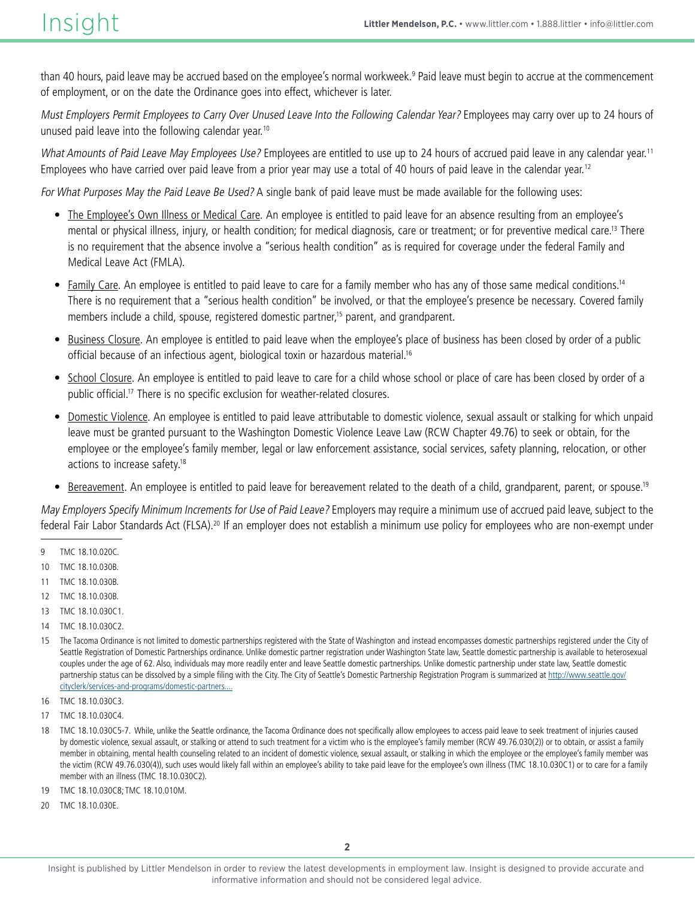than 40 hours, paid leave may be accrued based on the employee's normal workweek.[9] Paid leave must begin to accrue at the commencement of employment, or on the date the Ordinance goes into effect, whichever is later.

*Must Employers Permit Employees to Carry Over Unused Leave Into the Following Calendar Year?* Employees may carry over up to 24 hours of unused paid leave into the following calendar year.[10]

*What Amounts of Paid Leave May Employees Use?* Employees are entitled to use up to 24 hours of accrued paid leave in any calendar year.[11] Employees who have carried over paid leave from a prior year may use a total of 40 hours of paid leave in the calendar year.[12]

*For What Purposes May the Paid Leave Be Used?* A single bank of paid leave must be made available for the following uses:

- The Employee's Own Illness or Medical Care. An employee is entitled to paid leave for an absence resulting from an employee's mental or physical illness, injury, or health condition; for medical diagnosis, care or treatment; or for preventive medical care.[13] There is no requirement that the absence involve a "serious health condition" as is required for coverage under the federal Family and Medical Leave Act (FMLA).
- Family Care. An employee is entitled to paid leave to care for a family member who has any of those same medical conditions.[14] There is no requirement that a "serious health condition" be involved, or that the employee's presence be necessary. Covered family members include a child, spouse, registered domestic partner,[15] parent, and grandparent.
- Business Closure. An employee is entitled to paid leave when the employee's place of business has been closed by order of a public official because of an infectious agent, biological toxin or hazardous material.[16]
- School Closure. An employee is entitled to paid leave to care for a child whose school or place of care has been closed by order of a public official.[17] There is no specific exclusion for weather-related closures.
- Domestic Violence. An employee is entitled to paid leave attributable to domestic violence, sexual assault or stalking for which unpaid leave must be granted pursuant to the Washington Domestic Violence Leave Law (RCW Chapter 49.76) to seek or obtain, for the employee or the employee's family member, legal or law enforcement assistance, social services, safety planning, relocation, or other actions to increase safety.[18]
- Bereavement. An employee is entitled to paid leave for bereavement related to the death of a child, grandparent, parent, or spouse.[19]

*May Employers Specify Minimum Increments for Use of Paid Leave?* Employers may require a minimum use of accrued paid leave, subject to the federal Fair Labor Standards Act (FLSA).[20] If an employer does not establish a minimum use policy for employees who are non-exempt under

---

9 TMC 18.10.020C.

10 TMC 18.10.030B.

11 TMC 18.10.030B.

12 TMC 18.10.030B.

13 TMC 18.10.030C1.

14 TMC 18.10.030C2.

15 The Tacoma Ordinance is not limited to domestic partnerships registered with the State of Washington and instead encompasses domestic partnerships registered under the City of Seattle Registration of Domestic Partnerships ordinance. Unlike domestic partner registration under Washington State law, Seattle domestic partnership is available to heterosexual couples under the age of 62. Also, individuals may more readily enter and leave Seattle domestic partnerships. Unlike domestic partnership under state law, Seattle domestic partnership status can be dissolved by a simple filing with the City. The City of Seattle's Domestic Partnership Registration Program is summarized at http://www.seattle.gov/cityclerk/services-and-programs/domestic-partners....

16 TMC 18.10.030C3.

17 TMC 18.10.030C4.

18 TMC 18.10.030C5-7. While, unlike the Seattle ordinance, the Tacoma Ordinance does not specifically allow employees to access paid leave to seek treatment of injuries caused by domestic violence, sexual assault, or stalking or attend to such treatment for a victim who is the employee's family member (RCW 49.76.030(2)) or to obtain, or assist a family member in obtaining, mental health counseling related to an incident of domestic violence, sexual assault, or stalking in which the employee or the employee's family member was the victim (RCW 49.76.030(4)), such uses would likely fall within an employee's ability to take paid leave for the employee's own illness (TMC 18.10.030C1) or to care for a family member with an illness (TMC 18.10.030C2).

19 TMC 18.10.030C8; TMC 18.10.010M.

20 TMC 18.10.030E.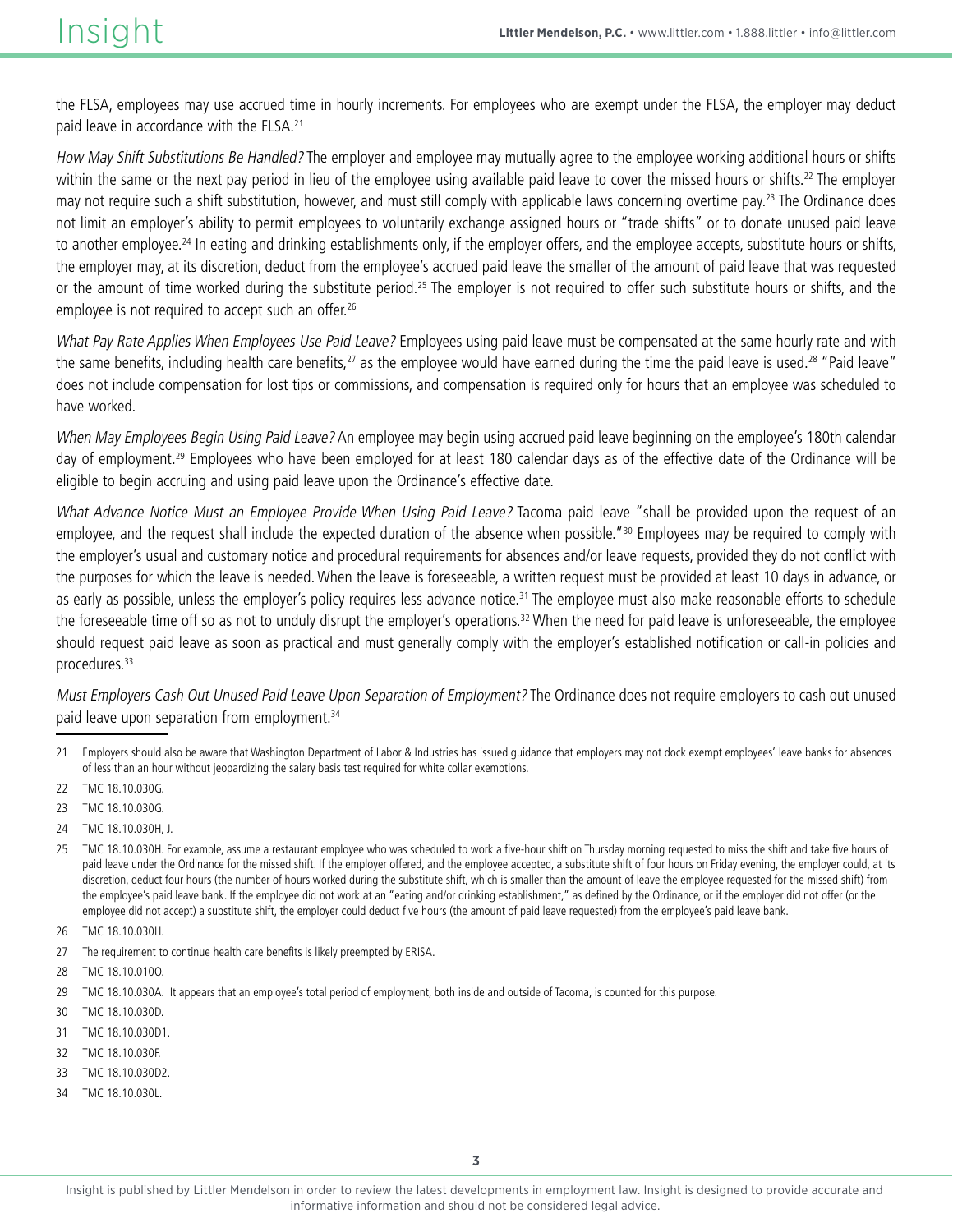the FLSA, employees may use accrued time in hourly increments. For employees who are exempt under the FLSA, the employer may deduct paid leave in accordance with the FLSA.[21]

*How May Shift Substitutions Be Handled?* The employer and employee may mutually agree to the employee working additional hours or shifts within the same or the next pay period in lieu of the employee using available paid leave to cover the missed hours or shifts.[22] The employer may not require such a shift substitution, however, and must still comply with applicable laws concerning overtime pay.[23] The Ordinance does not limit an employer's ability to permit employees to voluntarily exchange assigned hours or "trade shifts" or to donate unused paid leave to another employee.[24] In eating and drinking establishments only, if the employer offers, and the employee accepts, substitute hours or shifts, the employer may, at its discretion, deduct from the employee's accrued paid leave the smaller of the amount of paid leave that was requested or the amount of time worked during the substitute period.[25] The employer is not required to offer such substitute hours or shifts, and the employee is not required to accept such an offer.[26]

*What Pay Rate Applies When Employees Use Paid Leave?* Employees using paid leave must be compensated at the same hourly rate and with the same benefits, including health care benefits,[27] as the employee would have earned during the time the paid leave is used.[28] "Paid leave" does not include compensation for lost tips or commissions, and compensation is required only for hours that an employee was scheduled to have worked.

*When May Employees Begin Using Paid Leave?* An employee may begin using accrued paid leave beginning on the employee's 180th calendar day of employment.[29] Employees who have been employed for at least 180 calendar days as of the effective date of the Ordinance will be eligible to begin accruing and using paid leave upon the Ordinance's effective date.

*What Advance Notice Must an Employee Provide When Using Paid Leave?* Tacoma paid leave "shall be provided upon the request of an employee, and the request shall include the expected duration of the absence when possible."[30] Employees may be required to comply with the employer's usual and customary notice and procedural requirements for absences and/or leave requests, provided they do not conflict with the purposes for which the leave is needed. When the leave is foreseeable, a written request must be provided at least 10 days in advance, or as early as possible, unless the employer's policy requires less advance notice.[31] The employee must also make reasonable efforts to schedule the foreseeable time off so as not to unduly disrupt the employer's operations.[32] When the need for paid leave is unforeseeable, the employee should request paid leave as soon as practical and must generally comply with the employer's established notification or call-in policies and procedures.[33]

*Must Employers Cash Out Unused Paid Leave Upon Separation of Employment?* The Ordinance does not require employers to cash out unused paid leave upon separation from employment.[34]

---

21 Employers should also be aware that Washington Department of Labor & Industries has issued guidance that employers may not dock exempt employees' leave banks for absences of less than an hour without jeopardizing the salary basis test required for white collar exemptions.

22 TMC 18.10.030G.

23 TMC 18.10.030G.

24 TMC 18.10.030H, J.

25 TMC 18.10.030H. For example, assume a restaurant employee who was scheduled to work a five-hour shift on Thursday morning requested to miss the shift and take five hours of paid leave under the Ordinance for the missed shift. If the employer offered, and the employee accepted, a substitute shift of four hours on Friday evening, the employer could, at its discretion, deduct four hours (the number of hours worked during the substitute shift, which is smaller than the amount of leave the employee requested for the missed shift) from the employee's paid leave bank. If the employee did not work at an "eating and/or drinking establishment," as defined by the Ordinance, or if the employer did not offer (or the employee did not accept) a substitute shift, the employer could deduct five hours (the amount of paid leave requested) from the employee's paid leave bank.

26 TMC 18.10.030H.

27 The requirement to continue health care benefits is likely preempted by ERISA.

28 TMC 18.10.010O.

29 TMC 18.10.030A. It appears that an employee's total period of employment, both inside and outside of Tacoma, is counted for this purpose.

30 TMC 18.10.030D.

31 TMC 18.10.030D1.

32 TMC 18.10.030F.

33 TMC 18.10.030D2.

34 TMC 18.10.030L.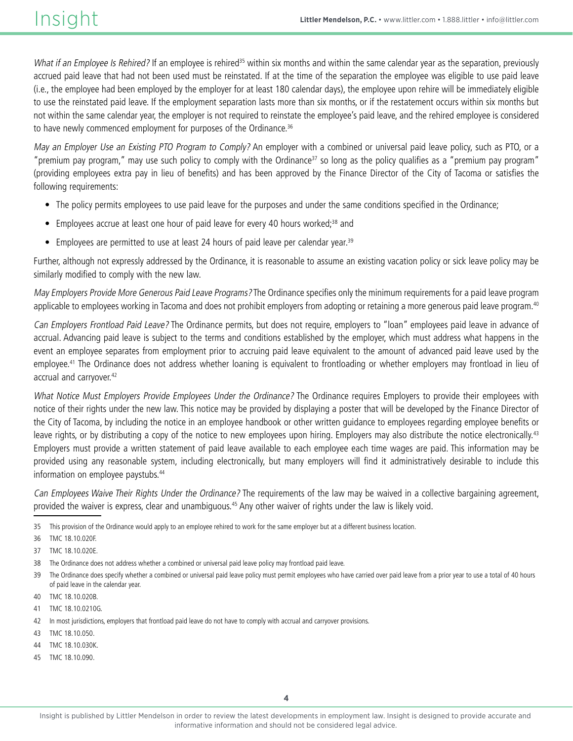*What if an Employee Is Rehired?* If an employee is rehired[35] within six months and within the same calendar year as the separation, previously accrued paid leave that had not been used must be reinstated. If at the time of the separation the employee was eligible to use paid leave (i.e., the employee had been employed by the employer for at least 180 calendar days), the employee upon rehire will be immediately eligible to use the reinstated paid leave. If the employment separation lasts more than six months, or if the restatement occurs within six months but not within the same calendar year, the employer is not required to reinstate the employee's paid leave, and the rehired employee is considered to have newly commenced employment for purposes of the Ordinance.[36]

*May an Employer Use an Existing PTO Program to Comply?* An employer with a combined or universal paid leave policy, such as PTO, or a "premium pay program," may use such policy to comply with the Ordinance[37] so long as the policy qualifies as a "premium pay program" (providing employees extra pay in lieu of benefits) and has been approved by the Finance Director of the City of Tacoma or satisfies the following requirements:

- The policy permits employees to use paid leave for the purposes and under the same conditions specified in the Ordinance;
- Employees accrue at least one hour of paid leave for every 40 hours worked;[38] and
- Employees are permitted to use at least 24 hours of paid leave per calendar year.[39]

Further, although not expressly addressed by the Ordinance, it is reasonable to assume an existing vacation policy or sick leave policy may be similarly modified to comply with the new law.

*May Employers Provide More Generous Paid Leave Programs?* The Ordinance specifies only the minimum requirements for a paid leave program applicable to employees working in Tacoma and does not prohibit employers from adopting or retaining a more generous paid leave program.[40]

*Can Employers Frontload Paid Leave?* The Ordinance permits, but does not require, employers to "loan" employees paid leave in advance of accrual. Advancing paid leave is subject to the terms and conditions established by the employer, which must address what happens in the event an employee separates from employment prior to accruing paid leave equivalent to the amount of advanced paid leave used by the employee.[41] The Ordinance does not address whether loaning is equivalent to frontloading or whether employers may frontload in lieu of accrual and carryover.[42]

*What Notice Must Employers Provide Employees Under the Ordinance?* The Ordinance requires Employers to provide their employees with notice of their rights under the new law. This notice may be provided by displaying a poster that will be developed by the Finance Director of the City of Tacoma, by including the notice in an employee handbook or other written guidance to employees regarding employee benefits or leave rights, or by distributing a copy of the notice to new employees upon hiring. Employers may also distribute the notice electronically.[43] Employers must provide a written statement of paid leave available to each employee each time wages are paid. This information may be provided using any reasonable system, including electronically, but many employers will find it administratively desirable to include this information on employee paystubs.[44]

*Can Employees Waive Their Rights Under the Ordinance?* The requirements of the law may be waived in a collective bargaining agreement, provided the waiver is express, clear and unambiguous.[45] Any other waiver of rights under the law is likely void.

---

35 This provision of the Ordinance would apply to an employee rehired to work for the same employer but at a different business location.

36 TMC 18.10.020F.

37 TMC 18.10.020E.

38 The Ordinance does not address whether a combined or universal paid leave policy may frontload paid leave.

39 The Ordinance does specify whether a combined or universal paid leave policy must permit employees who have carried over paid leave from a prior year to use a total of 40 hours of paid leave in the calendar year.

40 TMC 18.10.020B.

41 TMC 18.10.0210G.

42 In most jurisdictions, employers that frontload paid leave do not have to comply with accrual and carryover provisions.

43 TMC 18.10.050.

44 TMC 18.10.030K.

45 TMC 18.10.090.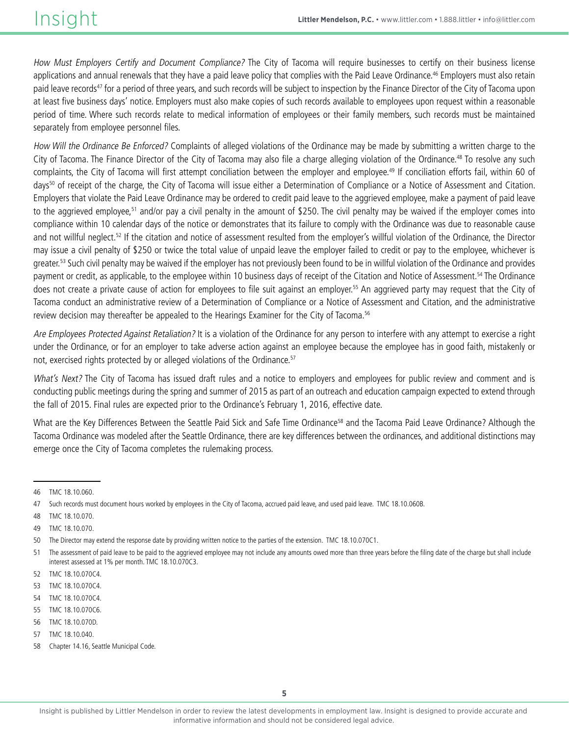*How Must Employers Certify and Document Compliance?* The City of Tacoma will require businesses to certify on their business license applications and annual renewals that they have a paid leave policy that complies with the Paid Leave Ordinance.[46] Employers must also retain paid leave records[47] for a period of three years, and such records will be subject to inspection by the Finance Director of the City of Tacoma upon at least five business days' notice. Employers must also make copies of such records available to employees upon request within a reasonable period of time. Where such records relate to medical information of employees or their family members, such records must be maintained separately from employee personnel files.

*How Will the Ordinance Be Enforced?* Complaints of alleged violations of the Ordinance may be made by submitting a written charge to the City of Tacoma. The Finance Director of the City of Tacoma may also file a charge alleging violation of the Ordinance.[48] To resolve any such complaints, the City of Tacoma will first attempt conciliation between the employer and employee.[49] If conciliation efforts fail, within 60 of days[50] of receipt of the charge, the City of Tacoma will issue either a Determination of Compliance or a Notice of Assessment and Citation. Employers that violate the Paid Leave Ordinance may be ordered to credit paid leave to the aggrieved employee, make a payment of paid leave to the aggrieved employee,[51] and/or pay a civil penalty in the amount of $250. The civil penalty may be waived if the employer comes into compliance within 10 calendar days of the notice or demonstrates that its failure to comply with the Ordinance was due to reasonable cause and not willful neglect.[52] If the citation and notice of assessment resulted from the employer's willful violation of the Ordinance, the Director may issue a civil penalty of $250 or twice the total value of unpaid leave the employer failed to credit or pay to the employee, whichever is greater.[53] Such civil penalty may be waived if the employer has not previously been found to be in willful violation of the Ordinance and provides payment or credit, as applicable, to the employee within 10 business days of receipt of the Citation and Notice of Assessment.[54] The Ordinance does not create a private cause of action for employees to file suit against an employer.[55] An aggrieved party may request that the City of Tacoma conduct an administrative review of a Determination of Compliance or a Notice of Assessment and Citation, and the administrative review decision may thereafter be appealed to the Hearings Examiner for the City of Tacoma.[56]

*Are Employees Protected Against Retaliation?* It is a violation of the Ordinance for any person to interfere with any attempt to exercise a right under the Ordinance, or for an employer to take adverse action against an employee because the employee has in good faith, mistakenly or not, exercised rights protected by or alleged violations of the Ordinance.[57]

*What's Next?* The City of Tacoma has issued draft rules and a notice to employers and employees for public review and comment and is conducting public meetings during the spring and summer of 2015 as part of an outreach and education campaign expected to extend through the fall of 2015. Final rules are expected prior to the Ordinance's February 1, 2016, effective date.

What are the Key Differences Between the Seattle Paid Sick and Safe Time Ordinance[58] and the Tacoma Paid Leave Ordinance? Although the Tacoma Ordinance was modeled after the Seattle Ordinance, there are key differences between the ordinances, and additional distinctions may emerge once the City of Tacoma completes the rulemaking process.

---

46 TMC 18.10.060.

47 Such records must document hours worked by employees in the City of Tacoma, accrued paid leave, and used paid leave. TMC 18.10.060B.

48 TMC 18.10.070.

49 TMC 18.10.070.

50 The Director may extend the response date by providing written notice to the parties of the extension. TMC 18.10.070C1.

51 The assessment of paid leave to be paid to the aggrieved employee may not include any amounts owed more than three years before the filing date of the charge but shall include interest assessed at 1% per month. TMC 18.10.070C3.

52 TMC 18.10.070C4.

53 TMC 18.10.070C4.

54 TMC 18.10.070C4.

55 TMC 18.10.070C6.

56 TMC 18.10.070D.

57 TMC 18.10.040.

58 Chapter 14.16, Seattle Municipal Code.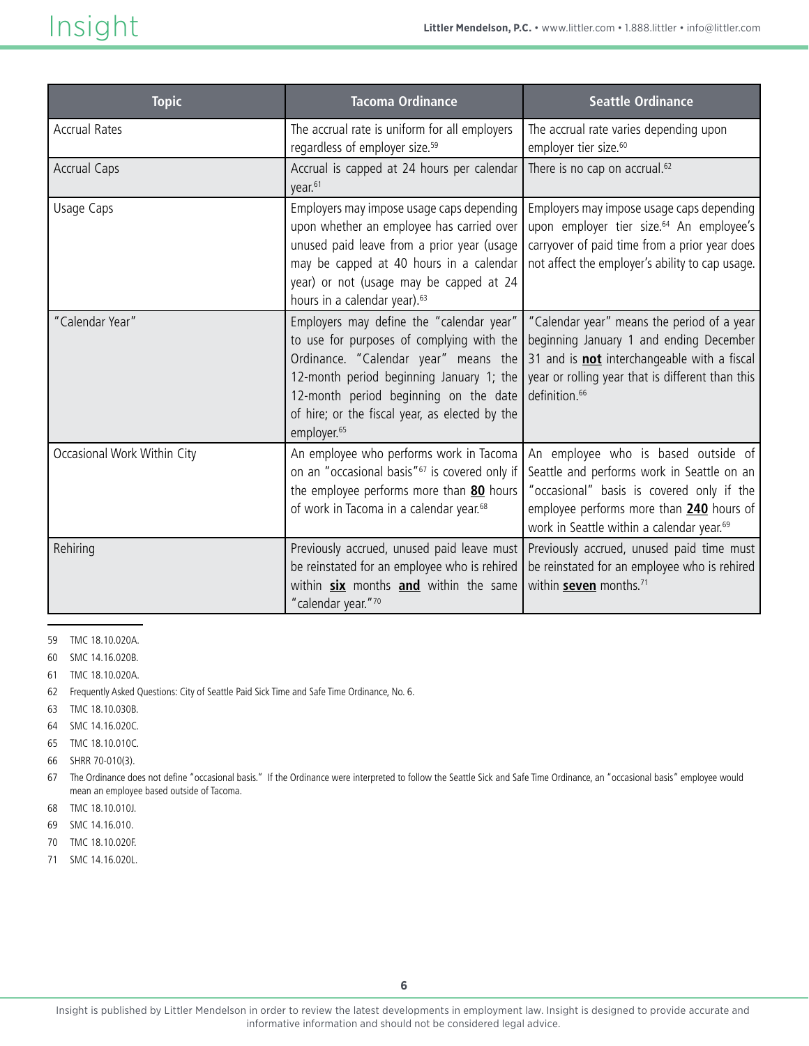| Topic | Tacoma Ordinance | Seattle Ordinance |
| --- | --- | --- |
| Accrual Rates | The accrual rate is uniform for all employers regardless of employer size.[59] | The accrual rate varies depending upon employer tier size.[60] |
| Accrual Caps | Accrual is capped at 24 hours per calendar year.[61] | There is no cap on accrual.[62] |
| Usage Caps | Employers may impose usage caps depending upon whether an employee has carried over unused paid leave from a prior year (usage may be capped at 40 hours in a calendar year) or not (usage may be capped at 24 hours in a calendar year).[63] | Employers may impose usage caps depending upon employer tier size.[64] An employee's carryover of paid time from a prior year does not affect the employer's ability to cap usage. |
| "Calendar Year" | Employers may define the "calendar year" to use for purposes of complying with the Ordinance. "Calendar year" means the 12-month period beginning January 1; the 12-month period beginning on the date of hire; or the fiscal year, as elected by the employer.[65] | "Calendar year" means the period of a year beginning January 1 and ending December 31 and is **not** interchangeable with a fiscal year or rolling year that is different than this definition.[66] |
| Occasional Work Within City | An employee who performs work in Tacoma on an "occasional basis"[67] is covered only if the employee performs more than **80** hours of work in Tacoma in a calendar year.[68] | An employee who is based outside of Seattle and performs work in Seattle on an "occasional" basis is covered only if the employee performs more than **240** hours of work in Seattle within a calendar year.[69] |
| Rehiring | Previously accrued, unused paid leave must be reinstated for an employee who is rehired within **six** months **and** within the same "calendar year."[70] | Previously accrued, unused paid time must be reinstated for an employee who is rehired within **seven** months.[71] |

59 TMC 18.10.020A.

60 SMC 14.16.020B.

61 TMC 18.10.020A.

62 Frequently Asked Questions: City of Seattle Paid Sick Time and Safe Time Ordinance, No. 6.

63 TMC 18.10.030B.

64 SMC 14.16.020C.

65 TMC 18.10.010C.

66 SHRR 70-010(3).

67 The Ordinance does not define "occasional basis." If the Ordinance were interpreted to follow the Seattle Sick and Safe Time Ordinance, an "occasional basis" employee would mean an employee based outside of Tacoma.

68 TMC 18.10.010J.

69 SMC 14.16.010.

70 TMC 18.10.020F.

71 SMC 14.16.020L.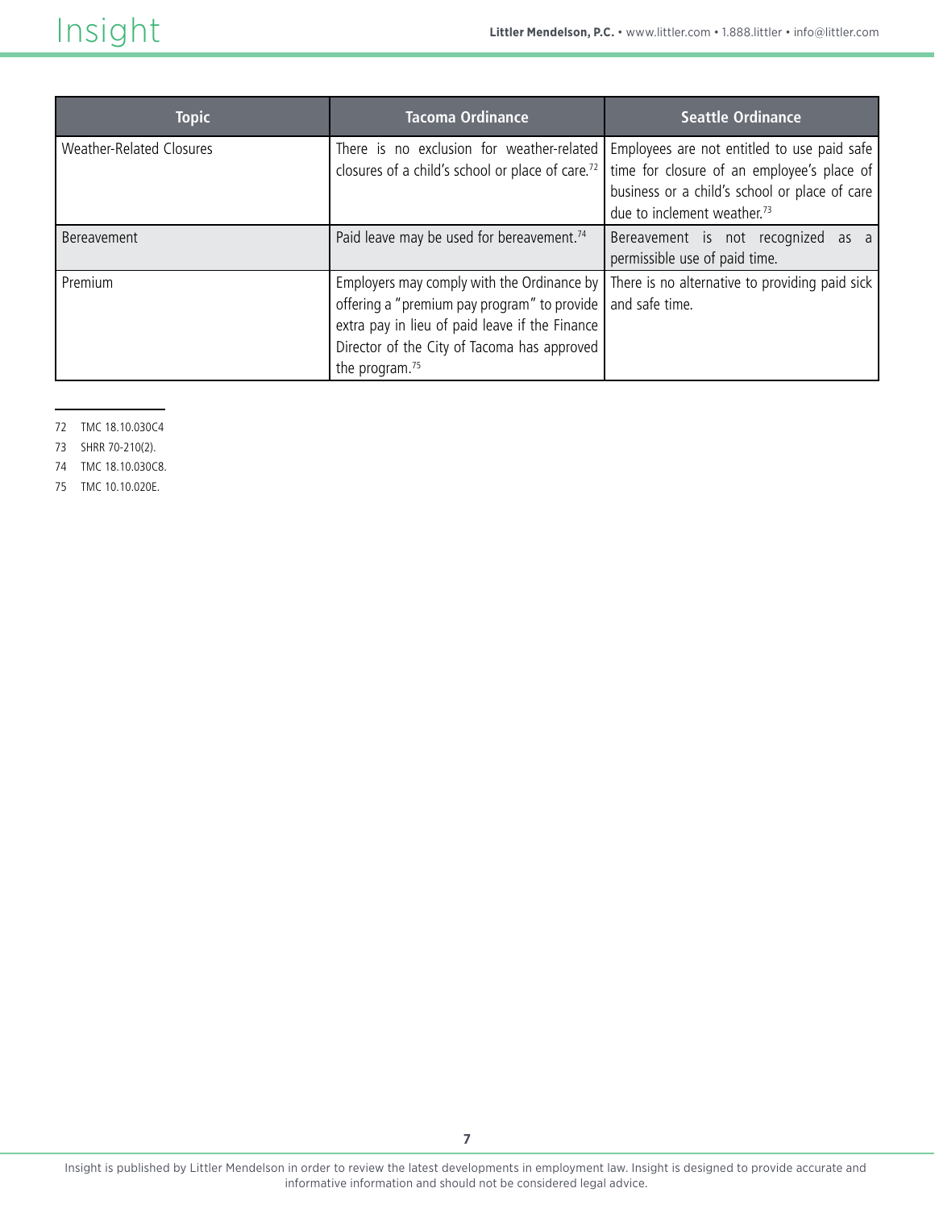| Topic | Tacoma Ordinance | Seattle Ordinance |
|---|---|---|
| Weather-Related Closures | There is no exclusion for weather-related closures of a child's school or place of care.[72] | Employees are not entitled to use paid safe time for closure of an employee's place of business or a child's school or place of care due to inclement weather.[73] |
| Bereavement | Paid leave may be used for bereavement.[74] | Bereavement is not recognized as a permissible use of paid time. |
| Premium | Employers may comply with the Ordinance by offering a "premium pay program" to provide extra pay in lieu of paid leave if the Finance Director of the City of Tacoma has approved the program.[75] | There is no alternative to providing paid sick and safe time. |

72 TMC 18.10.030C4

73 SHRR 70-210(2).

74 TMC 18.10.030C8.

75 TMC 10.10.020E.